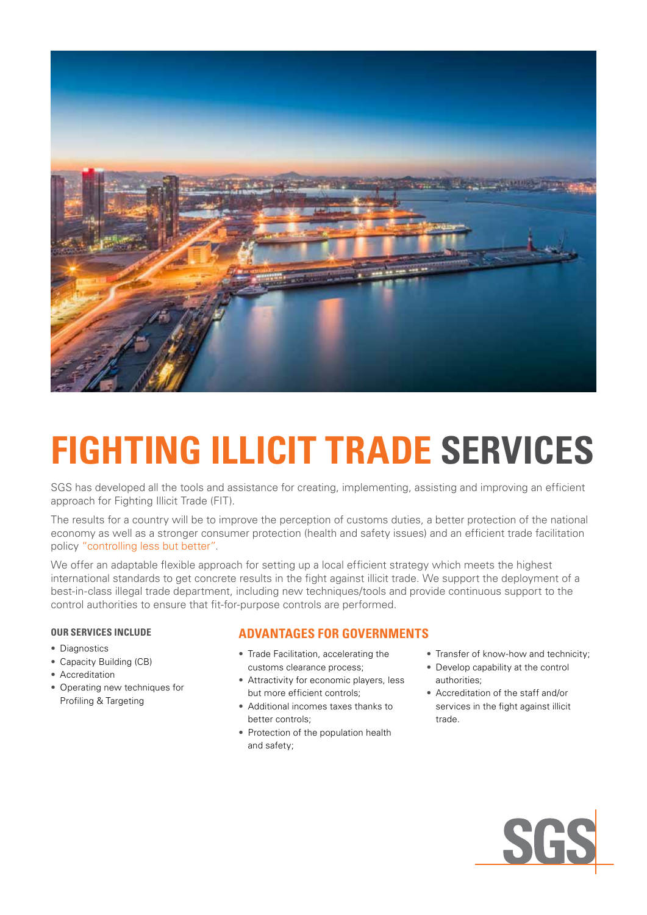# FIGHTING ILLICIT TRADE SERVICES

SGS has developed all the tools and assistance for creating, implementing, assisting and improving an efficient approach for Fighting Illicit Trade (FIT).

The results for a country will be to improve the perception of customs duties, a better protection of the national economy as well as a stronger consumer protection (health and safety issues) and an efficient trade facilitation policy "controlling less but better".

We offer an adaptable flexible approach for setting up a local efficient strategy which meets the highest international standards to get concrete results in the fight against illicit trade. We support the deployment of a best-in-class illegal trade department, including new techniques/tools and provide continuous support to the control authorities to ensure that fit-for-purpose controls are performed.

#### OUR SERVICES INCLUDE

- Diagnostics
- Capacity Building (CB)
- Accreditation
- Operating new techniques for Profiling & Targeting

### ADVANTAGES FOR GOVERNMENTS

- Trade Facilitation, accelerating the customs clearance process;
- Attractivity for economic players, less but more efficient controls;
- Additional incomes taxes thanks to better controls;
- Protection of the population health and safety;
- Transfer of know-how and technicity;
- Develop capability at the control authorities;
- Accreditation of the staff and/or services in the fight against illicit trade.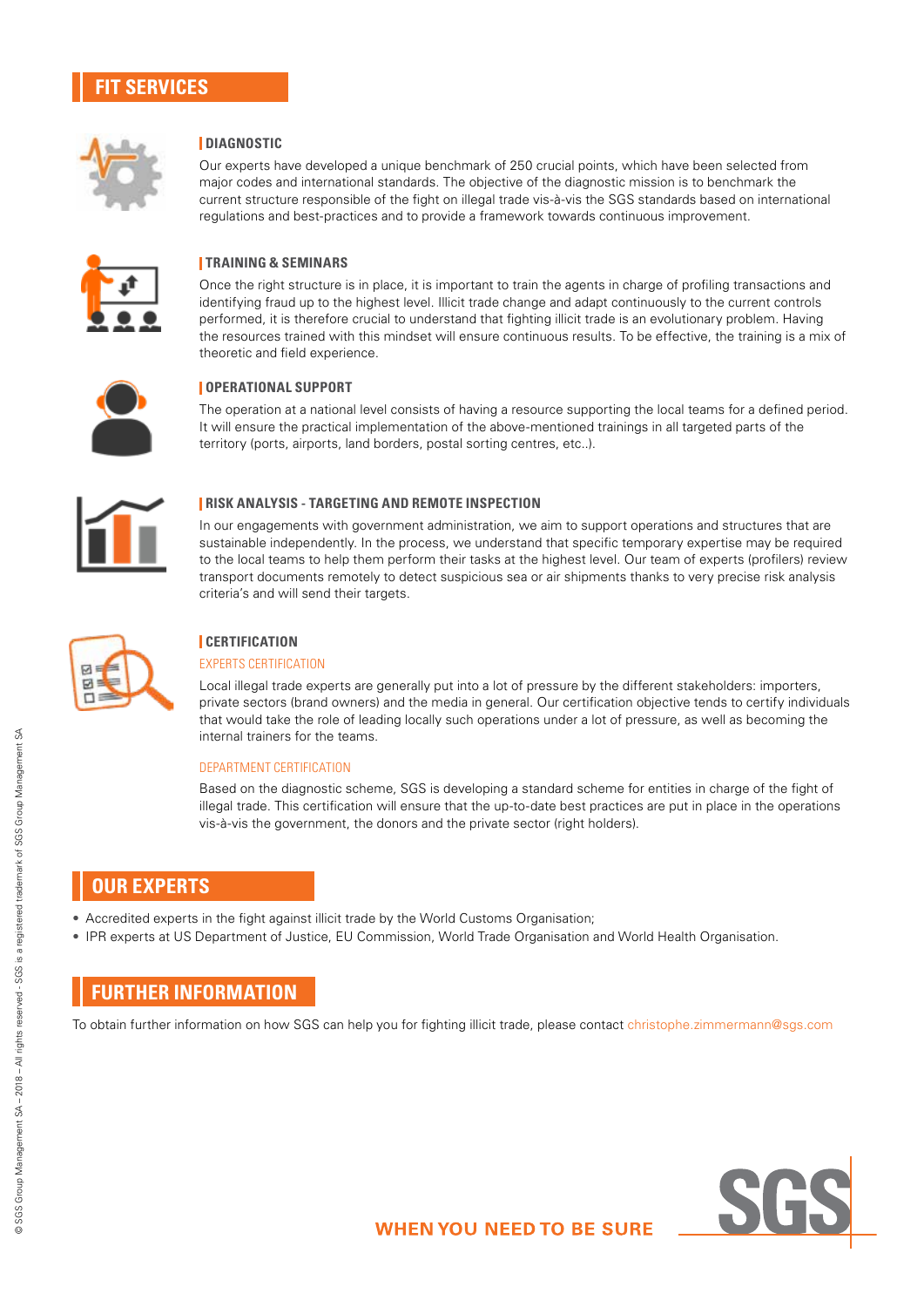## FIT SERVICES

### DIAGNOSTIC

Our experts have developed a unique benchmark of 250 crucial points, which have been selected from major codes and international standards. The objective of the diagnostic mission is to benchmark the current structure responsible of the fight on illegal trade vis-à-vis the SGS standards based on international regulations and best-practices and to provide a framework towards continuous improvement.

### TRAINING & SEMINARS

Once the right structure is in place, it is important to train the agents in charge of profiling transactions and identifying fraud up to the highest level. Illicit trade change and adapt continuously to the current controls performed, it is therefore crucial to understand that fighting illicit trade is an evolutionary problem. Having the resources trained with this mindset will ensure continuous results. To be effective, the training is a mix of theoretic and field experience.

### OPERATIONAL SUPPORT

The operation at a national level consists of having a resource supporting the local teams for a defined period. It will ensure the practical implementation of the above-mentioned trainings in all targeted parts of the territory (ports, airports, land borders, postal sorting centres, etc..).

### RISK ANALYSIS - TARGETING AND REMOTE INSPECTION

In our engagements with government administration, we aim to support operations and structures that are sustainable independently. In the process, we understand that specific temporary expertise may be required to the local teams to help them perform their tasks at the highest level. Our team of experts (profilers) review transport documents remotely to detect suspicious sea or air shipments thanks to very precise risk analysis criteria's and will send their targets.

### CERTIFICATION

#### EXPERTS CERTIFICATION

Local illegal trade experts are generally put into a lot of pressure by the different stakeholders: importers, private sectors (brand owners) and the media in general. Our certification objective tends to certify individuals that would take the role of leading locally such operations under a lot of pressure, as well as becoming the internal trainers for the teams.

#### DEPARTMENT CERTIFICATION

Based on the diagnostic scheme, SGS is developing a standard scheme for entities in charge of the fight of illegal trade. This certification will ensure that the up-to-date best practices are put in place in the operations vis-à-vis the government, the donors and the private sector (right holders).

## OUR EXPERTS

- Accredited experts in the fight against illicit trade by the World Customs Organisation;
- IPR experts at US Department of Justice, EU Commission, World Trade Organisation and World Health Organisation.

## FURTHER INFORMATION

To obtain further information on how SGS can help you for fighting illicit trade, please contact christophe.zimmermann@sgs.com

© SGS Group Management SA – 2018 – All rights reserved - SGS is a registered trademark of SGS Group Management SA

WHEN YOU NEED TO BE SURE

SGS